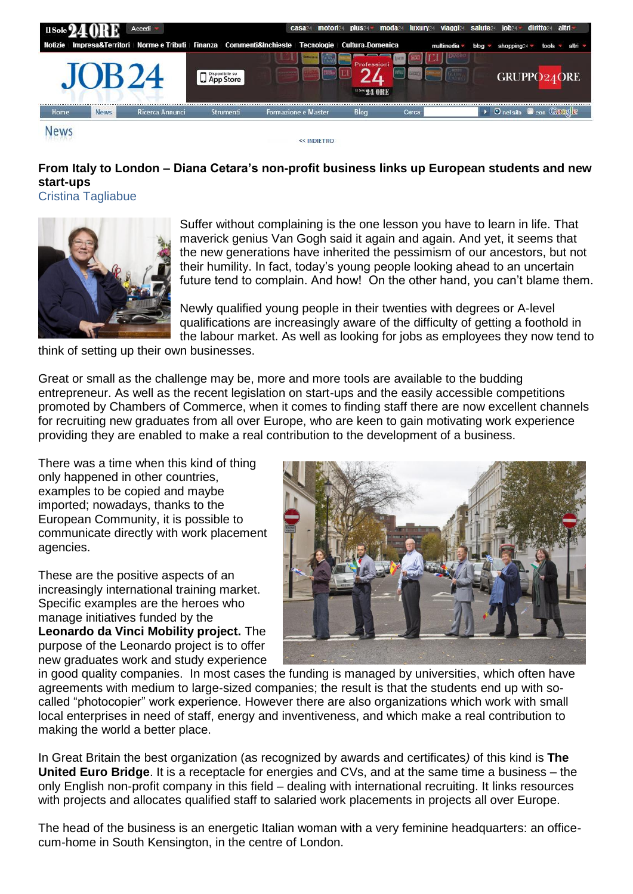News

<< INDIETRO

## From Italy to London – Diana Cetara's non-profit business links up European students and new start-ups

Cristina Tagliabue

Suffer without complaining is the one lesson you have to learn in life. That maverick genius Van Gogh said it again and again. And yet, it seems that the new generations have inherited the pessimism of our ancestors, but not their humility. In fact, today's young people looking ahead to an uncertain future tend to complain. And how! On the other hand, you can't blame them.

Newly qualified young people in their twenties with degrees or A-level qualifications are increasingly aware of the difficulty of getting a foothold in the labour market. As well as looking for jobs as employees they now tend to think of setting up their own businesses.

Great or small as the challenge may be, more and more tools are available to the budding entrepreneur. As well as the recent legislation on start-ups and the easily accessible competitions promoted by Chambers of Commerce, when it comes to finding staff there are now excellent channels for recruiting new graduates from all over Europe, who are keen to gain motivating work experience providing they are enabled to make a real contribution to the development of a business.

There was a time when this kind of thing only happened in other countries, examples to be copied and maybe imported; nowadays, thanks to the European Community, it is possible to communicate directly with work placement agencies.

These are the positive aspects of an increasingly international training market. Specific examples are the heroes who manage initiatives funded by the **Leonardo da Vinci Mobility project.** The purpose of the Leonardo project is to offer new graduates work and study experience in good quality companies. In most cases the funding is managed by universities, which often have agreements with medium to large-sized companies; the result is that the students end up with so-called "photocopier" work experience. However there are also organizations which work with small local enterprises in need of staff, energy and inventiveness, and which make a real contribution to making the world a better place.

In Great Britain the best organization (as recognized by awards and certificates) of this kind is **The United Euro Bridge**. It is a receptacle for energies and CVs, and at the same time a business – the only English non-profit company in this field – dealing with international recruiting. It links resources with projects and allocates qualified staff to salaried work placements in projects all over Europe.

The head of the business is an energetic Italian woman with a very feminine headquarters: an office-cum-home in South Kensington, in the centre of London.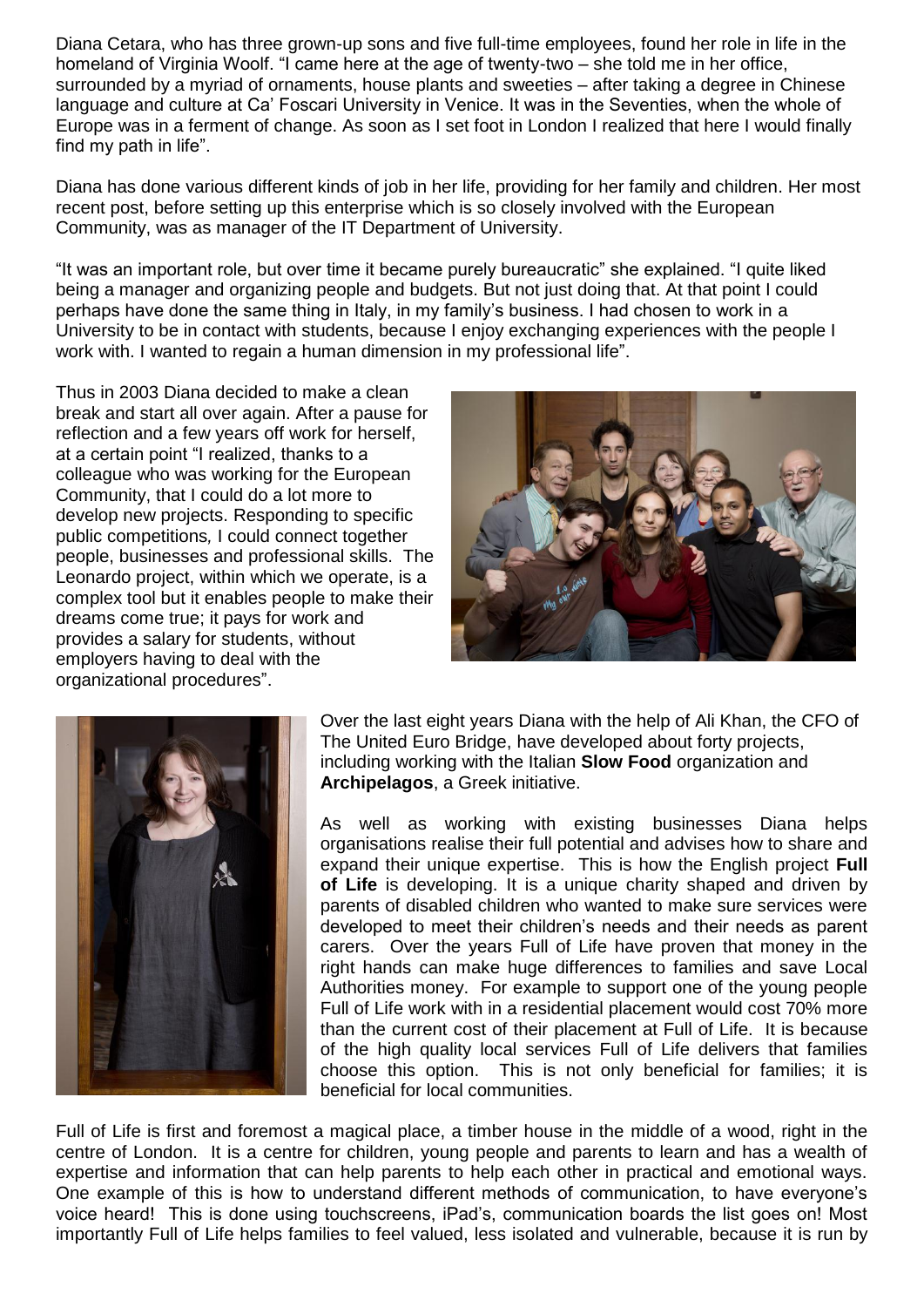Diana Cetara, who has three grown-up sons and five full-time employees, found her role in life in the homeland of Virginia Woolf. "I came here at the age of twenty-two – she told me in her office, surrounded by a myriad of ornaments, house plants and sweeties – after taking a degree in Chinese language and culture at Ca' Foscari University in Venice. It was in the Seventies, when the whole of Europe was in a ferment of change. As soon as I set foot in London I realized that here I would finally find my path in life".

Diana has done various different kinds of job in her life, providing for her family and children. Her most recent post, before setting up this enterprise which is so closely involved with the European Community, was as manager of the IT Department of University.

"It was an important role, but over time it became purely bureaucratic" she explained. "I quite liked being a manager and organizing people and budgets. But not just doing that. At that point I could perhaps have done the same thing in Italy, in my family's business. I had chosen to work in a University to be in contact with students, because I enjoy exchanging experiences with the people I work with. I wanted to regain a human dimension in my professional life".

Thus in 2003 Diana decided to make a clean break and start all over again. After a pause for reflection and a few years off work for herself, at a certain point "I realized, thanks to a colleague who was working for the European Community, that I could do a lot more to develop new projects. Responding to specific public competitions, I could connect together people, businesses and professional skills. The Leonardo project, within which we operate, is a complex tool but it enables people to make their dreams come true; it pays for work and provides a salary for students, without employers having to deal with the organizational procedures".

Over the last eight years Diana with the help of Ali Khan, the CFO of The United Euro Bridge, have developed about forty projects, including working with the Italian **Slow Food** organization and **Archipelagos**, a Greek initiative.

As well as working with existing businesses Diana helps organisations realise their full potential and advises how to share and expand their unique expertise. This is how the English project **Full of Life** is developing. It is a unique charity shaped and driven by parents of disabled children who wanted to make sure services were developed to meet their children's needs and their needs as parent carers. Over the years Full of Life have proven that money in the right hands can make huge differences to families and save Local Authorities money. For example to support one of the young people Full of Life work with in a residential placement would cost 70% more than the current cost of their placement at Full of Life. It is because of the high quality local services Full of Life delivers that families choose this option. This is not only beneficial for families; it is beneficial for local communities.

Full of Life is first and foremost a magical place, a timber house in the middle of a wood, right in the centre of London. It is a centre for children, young people and parents to learn and has a wealth of expertise and information that can help parents to help each other in practical and emotional ways. One example of this is how to understand different methods of communication, to have everyone's voice heard! This is done using touchscreens, iPad's, communication boards the list goes on! Most importantly Full of Life helps families to feel valued, less isolated and vulnerable, because it is run by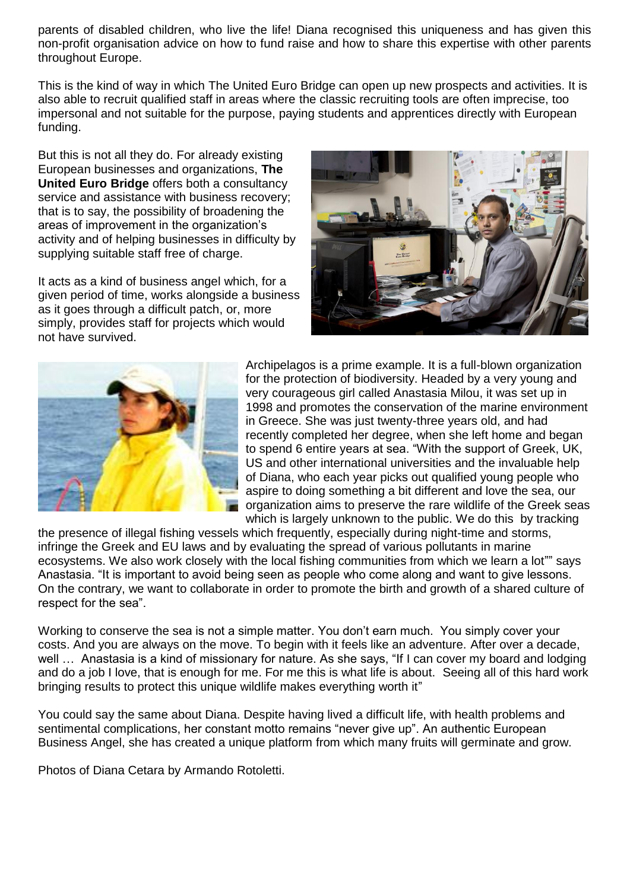parents of disabled children, who live the life! Diana recognised this uniqueness and has given this non-profit organisation advice on how to fund raise and how to share this expertise with other parents throughout Europe.

This is the kind of way in which The United Euro Bridge can open up new prospects and activities. It is also able to recruit qualified staff in areas where the classic recruiting tools are often imprecise, too impersonal and not suitable for the purpose, paying students and apprentices directly with European funding.

But this is not all they do. For already existing European businesses and organizations, **The United Euro Bridge** offers both a consultancy service and assistance with business recovery; that is to say, the possibility of broadening the areas of improvement in the organization's activity and of helping businesses in difficulty by supplying suitable staff free of charge.

It acts as a kind of business angel which, for a given period of time, works alongside a business as it goes through a difficult patch, or, more simply, provides staff for projects which would not have survived.

Archipelagos is a prime example. It is a full-blown organization for the protection of biodiversity. Headed by a very young and very courageous girl called Anastasia Milou, it was set up in 1998 and promotes the conservation of the marine environment in Greece. She was just twenty-three years old, and had recently completed her degree, when she left home and began to spend 6 entire years at sea. "With the support of Greek, UK, US and other international universities and the invaluable help of Diana, who each year picks out qualified young people who aspire to doing something a bit different and love the sea, our organization aims to preserve the rare wildlife of the Greek seas which is largely unknown to the public. We do this by tracking the presence of illegal fishing vessels which frequently, especially during night-time and storms, infringe the Greek and EU laws and by evaluating the spread of various pollutants in marine ecosystems. We also work closely with the local fishing communities from which we learn a lot"" says Anastasia. "It is important to avoid being seen as people who come along and want to give lessons. On the contrary, we want to collaborate in order to promote the birth and growth of a shared culture of respect for the sea".

Working to conserve the sea is not a simple matter. You don't earn much. You simply cover your costs. And you are always on the move. To begin with it feels like an adventure. After over a decade, well … Anastasia is a kind of missionary for nature. As she says, "If I can cover my board and lodging and do a job I love, that is enough for me. For me this is what life is about. Seeing all of this hard work bringing results to protect this unique wildlife makes everything worth it"

You could say the same about Diana. Despite having lived a difficult life, with health problems and sentimental complications, her constant motto remains "never give up". An authentic European Business Angel, she has created a unique platform from which many fruits will germinate and grow.

Photos of Diana Cetara by Armando Rotoletti.